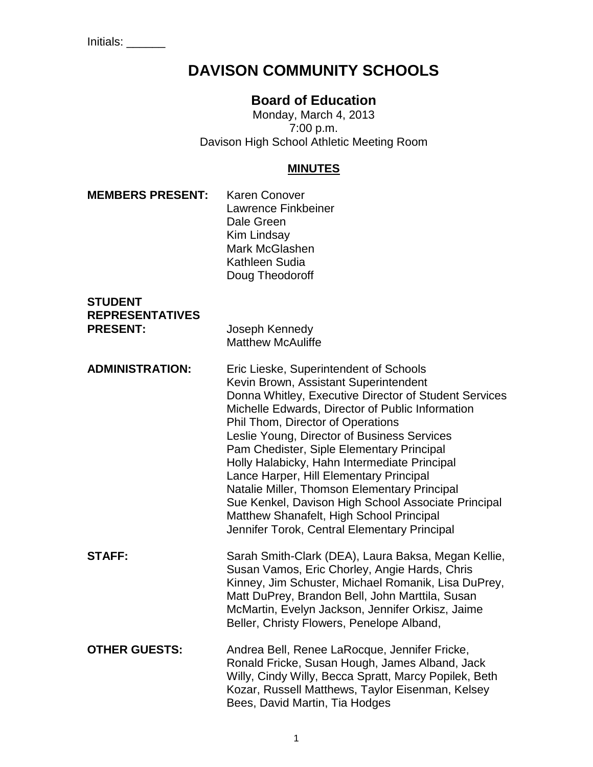Initials: ______

# DAVISON COMMUNITY SCHOOLS

## Board of Education

Monday, March 4, 2013
7:00 p.m.
Davison High School Athletic Meeting Room

### MINUTES

**MEMBERS PRESENT:** Karen Conover
Lawrence Finkbeiner
Dale Green
Kim Lindsay
Mark McGlashen
Kathleen Sudia
Doug Theodoroff

**STUDENT REPRESENTATIVES PRESENT:** Joseph Kennedy
Matthew McAuliffe

**ADMINISTRATION:** Eric Lieske, Superintendent of Schools
Kevin Brown, Assistant Superintendent
Donna Whitley, Executive Director of Student Services
Michelle Edwards, Director of Public Information
Phil Thom, Director of Operations
Leslie Young, Director of Business Services
Pam Chedister, Siple Elementary Principal
Holly Halabicky, Hahn Intermediate Principal
Lance Harper, Hill Elementary Principal
Natalie Miller, Thomson Elementary Principal
Sue Kenkel, Davison High School Associate Principal
Matthew Shanafelt, High School Principal
Jennifer Torok, Central Elementary Principal

**STAFF:** Sarah Smith-Clark (DEA), Laura Baksa, Megan Kellie, Susan Vamos, Eric Chorley, Angie Hards, Chris Kinney, Jim Schuster, Michael Romanik, Lisa DuPrey, Matt DuPrey, Brandon Bell, John Marttila, Susan McMartin, Evelyn Jackson, Jennifer Orkisz, Jaime Beller, Christy Flowers, Penelope Alband,

**OTHER GUESTS:** Andrea Bell, Renee LaRocque, Jennifer Fricke, Ronald Fricke, Susan Hough, James Alband, Jack Willy, Cindy Willy, Becca Spratt, Marcy Popilek, Beth Kozar, Russell Matthews, Taylor Eisenman, Kelsey Bees, David Martin, Tia Hodges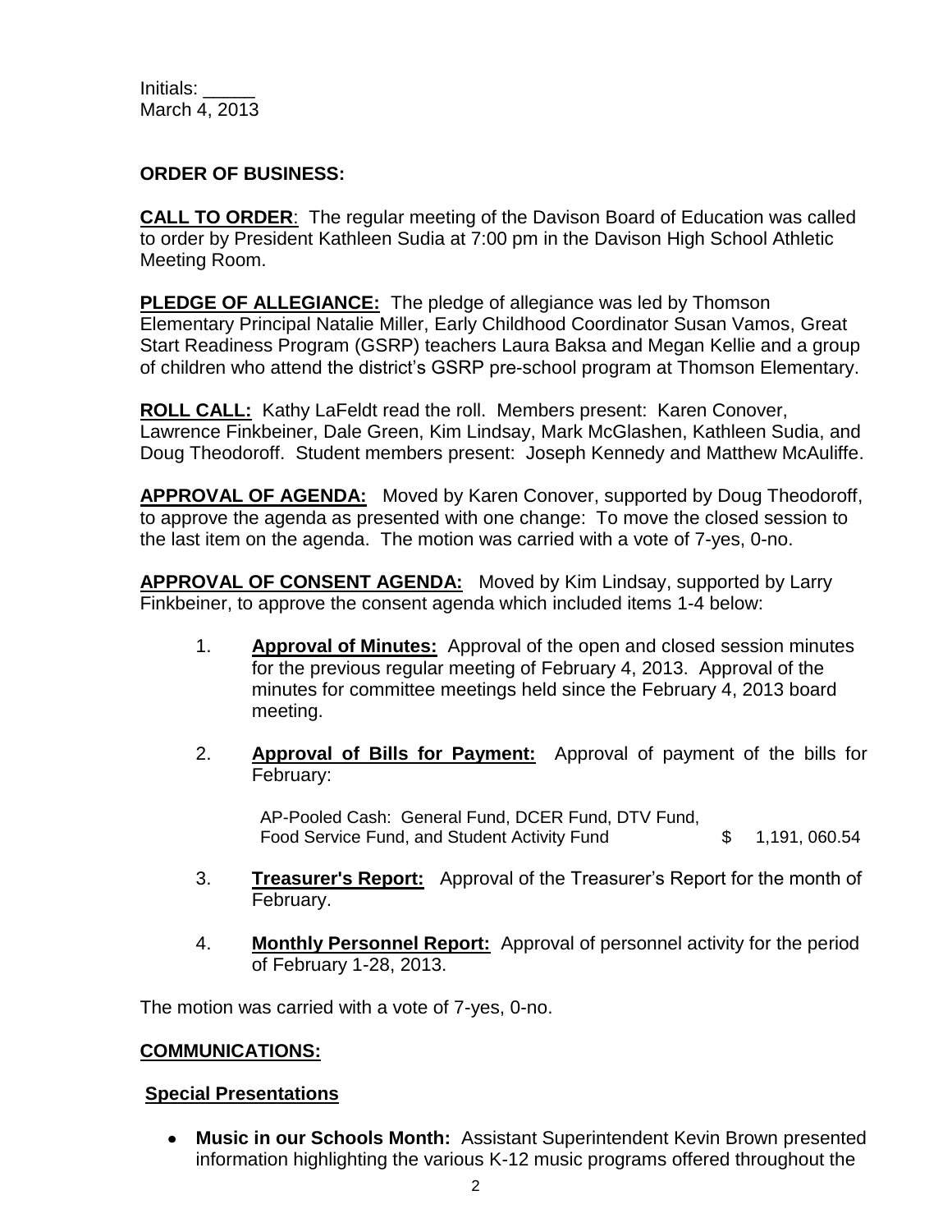Initials: _____
March 4, 2013

**ORDER OF BUSINESS:**

**CALL TO ORDER**: The regular meeting of the Davison Board of Education was called to order by President Kathleen Sudia at 7:00 pm in the Davison High School Athletic Meeting Room.

**PLEDGE OF ALLEGIANCE:** The pledge of allegiance was led by Thomson Elementary Principal Natalie Miller, Early Childhood Coordinator Susan Vamos, Great Start Readiness Program (GSRP) teachers Laura Baksa and Megan Kellie and a group of children who attend the district's GSRP pre-school program at Thomson Elementary.

**ROLL CALL:** Kathy LaFeldt read the roll. Members present: Karen Conover, Lawrence Finkbeiner, Dale Green, Kim Lindsay, Mark McGlashen, Kathleen Sudia, and Doug Theodoroff. Student members present: Joseph Kennedy and Matthew McAuliffe.

**APPROVAL OF AGENDA:** Moved by Karen Conover, supported by Doug Theodoroff, to approve the agenda as presented with one change: To move the closed session to the last item on the agenda. The motion was carried with a vote of 7-yes, 0-no.

**APPROVAL OF CONSENT AGENDA:** Moved by Kim Lindsay, supported by Larry Finkbeiner, to approve the consent agenda which included items 1-4 below:

1. **Approval of Minutes:** Approval of the open and closed session minutes for the previous regular meeting of February 4, 2013. Approval of the minutes for committee meetings held since the February 4, 2013 board meeting.

2. **Approval of Bills for Payment:** Approval of payment of the bills for February:

   AP-Pooled Cash: General Fund, DCER Fund, DTV Fund, Food Service Fund, and Student Activity Fund $ 1,191, 060.54

3. **Treasurer's Report:** Approval of the Treasurer's Report for the month of February.

4. **Monthly Personnel Report:** Approval of personnel activity for the period of February 1-28, 2013.

The motion was carried with a vote of 7-yes, 0-no.

**COMMUNICATIONS:**

**Special Presentations**

- **Music in our Schools Month:** Assistant Superintendent Kevin Brown presented information highlighting the various K-12 music programs offered throughout the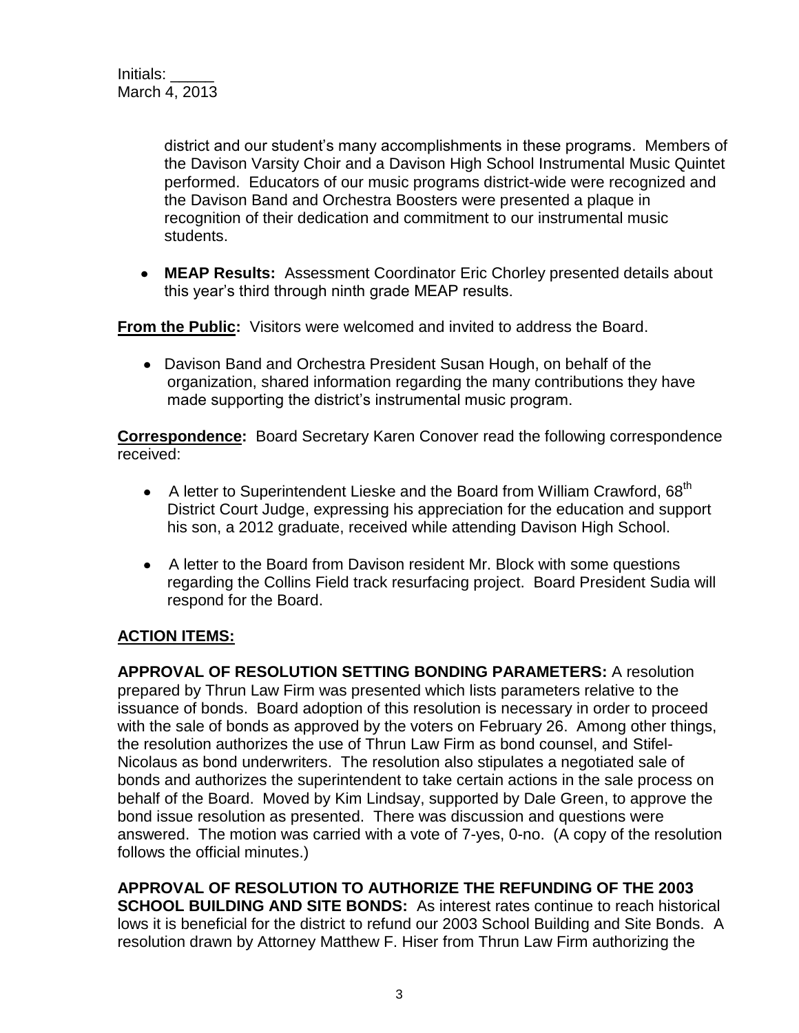district and our student's many accomplishments in these programs. Members of the Davison Varsity Choir and a Davison High School Instrumental Music Quintet performed. Educators of our music programs district-wide were recognized and the Davison Band and Orchestra Boosters were presented a plaque in recognition of their dedication and commitment to our instrumental music students.

- **MEAP Results:** Assessment Coordinator Eric Chorley presented details about this year's third through ninth grade MEAP results.

**From the Public:** Visitors were welcomed and invited to address the Board.

- Davison Band and Orchestra President Susan Hough, on behalf of the organization, shared information regarding the many contributions they have made supporting the district's instrumental music program.

**Correspondence:** Board Secretary Karen Conover read the following correspondence received:

- A letter to Superintendent Lieske and the Board from William Crawford, 68th District Court Judge, expressing his appreciation for the education and support his son, a 2012 graduate, received while attending Davison High School.

- A letter to the Board from Davison resident Mr. Block with some questions regarding the Collins Field track resurfacing project. Board President Sudia will respond for the Board.

## ACTION ITEMS:

**APPROVAL OF RESOLUTION SETTING BONDING PARAMETERS:** A resolution prepared by Thrun Law Firm was presented which lists parameters relative to the issuance of bonds. Board adoption of this resolution is necessary in order to proceed with the sale of bonds as approved by the voters on February 26. Among other things, the resolution authorizes the use of Thrun Law Firm as bond counsel, and Stifel-Nicolaus as bond underwriters. The resolution also stipulates a negotiated sale of bonds and authorizes the superintendent to take certain actions in the sale process on behalf of the Board. Moved by Kim Lindsay, supported by Dale Green, to approve the bond issue resolution as presented. There was discussion and questions were answered. The motion was carried with a vote of 7-yes, 0-no. (A copy of the resolution follows the official minutes.)

**APPROVAL OF RESOLUTION TO AUTHORIZE THE REFUNDING OF THE 2003 SCHOOL BUILDING AND SITE BONDS:** As interest rates continue to reach historical lows it is beneficial for the district to refund our 2003 School Building and Site Bonds. A resolution drawn by Attorney Matthew F. Hiser from Thrun Law Firm authorizing the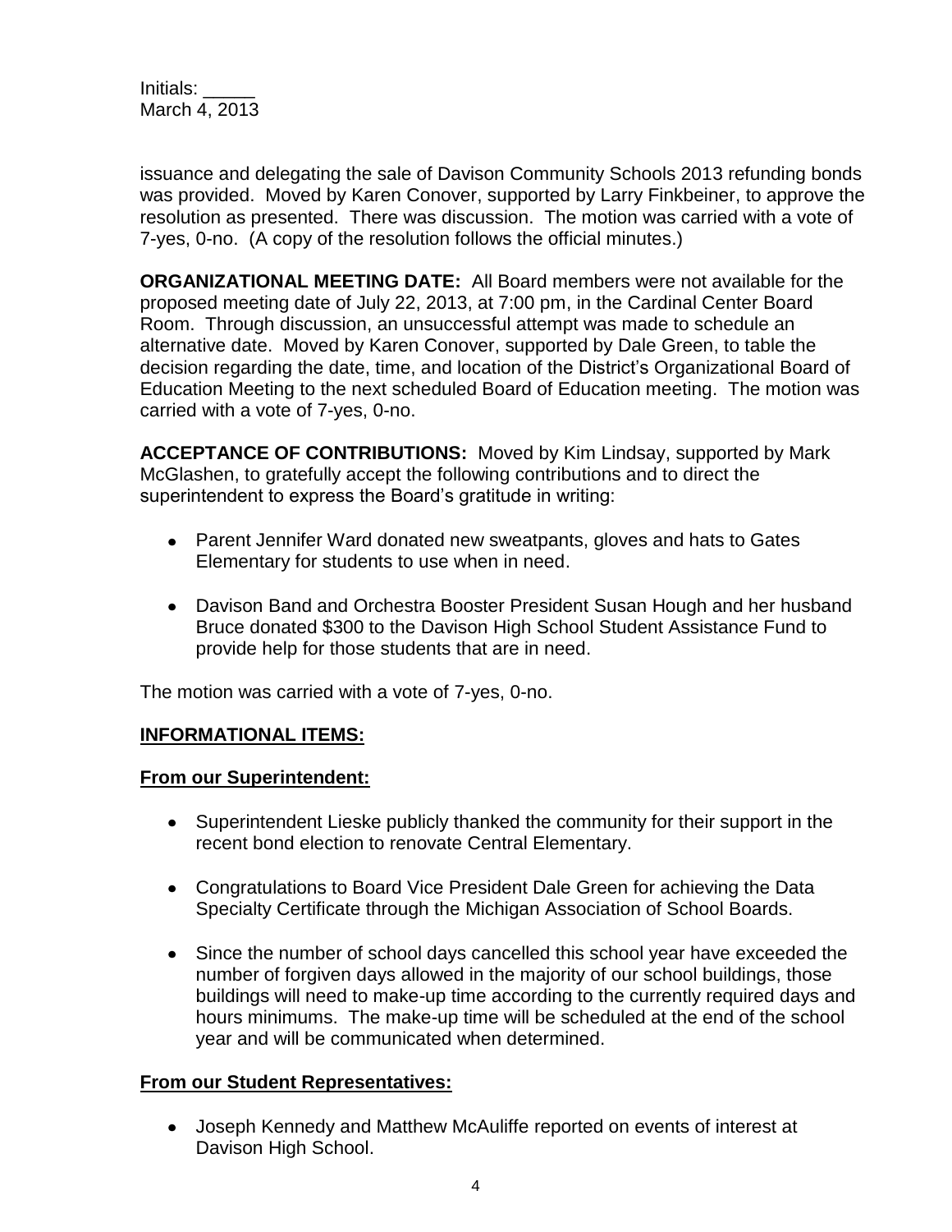issuance and delegating the sale of Davison Community Schools 2013 refunding bonds was provided. Moved by Karen Conover, supported by Larry Finkbeiner, to approve the resolution as presented. There was discussion. The motion was carried with a vote of 7-yes, 0-no. (A copy of the resolution follows the official minutes.)

**ORGANIZATIONAL MEETING DATE:** All Board members were not available for the proposed meeting date of July 22, 2013, at 7:00 pm, in the Cardinal Center Board Room. Through discussion, an unsuccessful attempt was made to schedule an alternative date. Moved by Karen Conover, supported by Dale Green, to table the decision regarding the date, time, and location of the District's Organizational Board of Education Meeting to the next scheduled Board of Education meeting. The motion was carried with a vote of 7-yes, 0-no.

**ACCEPTANCE OF CONTRIBUTIONS:** Moved by Kim Lindsay, supported by Mark McGlashen, to gratefully accept the following contributions and to direct the superintendent to express the Board's gratitude in writing:

- Parent Jennifer Ward donated new sweatpants, gloves and hats to Gates Elementary for students to use when in need.
- Davison Band and Orchestra Booster President Susan Hough and her husband Bruce donated $300 to the Davison High School Student Assistance Fund to provide help for those students that are in need.

The motion was carried with a vote of 7-yes, 0-no.

**INFORMATIONAL ITEMS:**

**From our Superintendent:**

- Superintendent Lieske publicly thanked the community for their support in the recent bond election to renovate Central Elementary.
- Congratulations to Board Vice President Dale Green for achieving the Data Specialty Certificate through the Michigan Association of School Boards.
- Since the number of school days cancelled this school year have exceeded the number of forgiven days allowed in the majority of our school buildings, those buildings will need to make-up time according to the currently required days and hours minimums. The make-up time will be scheduled at the end of the school year and will be communicated when determined.

**From our Student Representatives:**

- Joseph Kennedy and Matthew McAuliffe reported on events of interest at Davison High School.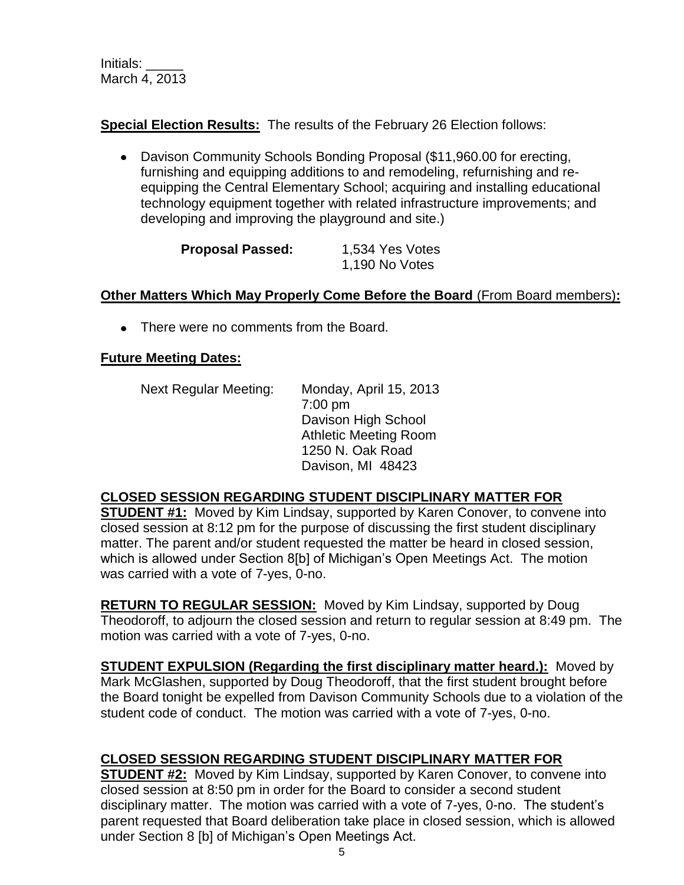Initials: _____
March 4, 2013

**Special Election Results:** The results of the February 26 Election follows:

- Davison Community Schools Bonding Proposal ($11,960.00 for erecting, furnishing and equipping additions to and remodeling, refurnishing and re-equipping the Central Elementary School; acquiring and installing educational technology equipment together with related infrastructure improvements; and developing and improving the playground and site.)

  **Proposal Passed:** 1,534 Yes Votes
  1,190 No Votes

**Other Matters Which May Properly Come Before the Board (From Board members):**

- There were no comments from the Board.

**Future Meeting Dates:**

Next Regular Meeting: Monday, April 15, 2013
7:00 pm
Davison High School
Athletic Meeting Room
1250 N. Oak Road
Davison, MI 48423

**CLOSED SESSION REGARDING STUDENT DISCIPLINARY MATTER FOR STUDENT #1:** Moved by Kim Lindsay, supported by Karen Conover, to convene into closed session at 8:12 pm for the purpose of discussing the first student disciplinary matter. The parent and/or student requested the matter be heard in closed session, which is allowed under Section 8[b] of Michigan's Open Meetings Act. The motion was carried with a vote of 7-yes, 0-no.

**RETURN TO REGULAR SESSION:** Moved by Kim Lindsay, supported by Doug Theodoroff, to adjourn the closed session and return to regular session at 8:49 pm. The motion was carried with a vote of 7-yes, 0-no.

**STUDENT EXPULSION (Regarding the first disciplinary matter heard.):** Moved by Mark McGlashen, supported by Doug Theodoroff, that the first student brought before the Board tonight be expelled from Davison Community Schools due to a violation of the student code of conduct. The motion was carried with a vote of 7-yes, 0-no.

**CLOSED SESSION REGARDING STUDENT DISCIPLINARY MATTER FOR STUDENT #2:** Moved by Kim Lindsay, supported by Karen Conover, to convene into closed session at 8:50 pm in order for the Board to consider a second student disciplinary matter. The motion was carried with a vote of 7-yes, 0-no. The student's parent requested that Board deliberation take place in closed session, which is allowed under Section 8 [b] of Michigan's Open Meetings Act.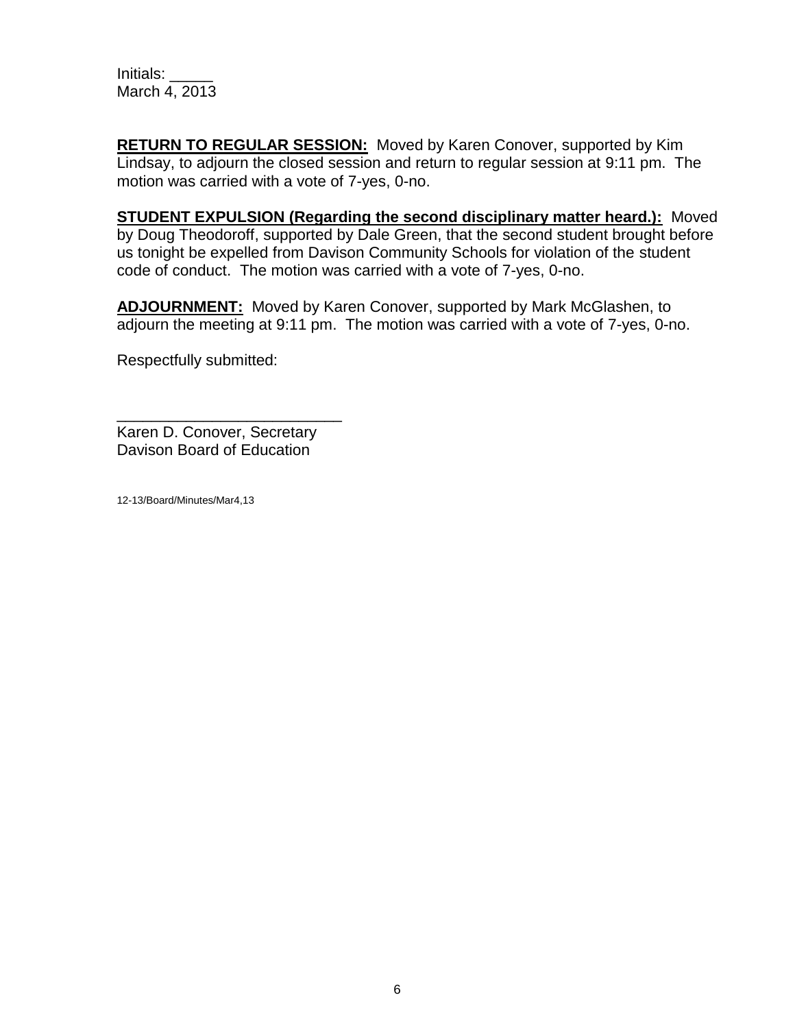Initials: _____
March 4, 2013

**RETURN TO REGULAR SESSION:** Moved by Karen Conover, supported by Kim Lindsay, to adjourn the closed session and return to regular session at 9:11 pm. The motion was carried with a vote of 7-yes, 0-no.

**STUDENT EXPULSION (Regarding the second disciplinary matter heard.):** Moved by Doug Theodoroff, supported by Dale Green, that the second student brought before us tonight be expelled from Davison Community Schools for violation of the student code of conduct. The motion was carried with a vote of 7-yes, 0-no.

**ADJOURNMENT:** Moved by Karen Conover, supported by Mark McGlashen, to adjourn the meeting at 9:11 pm. The motion was carried with a vote of 7-yes, 0-no.

Respectfully submitted:

__________________________
Karen D. Conover, Secretary
Davison Board of Education

12-13/Board/Minutes/Mar4,13